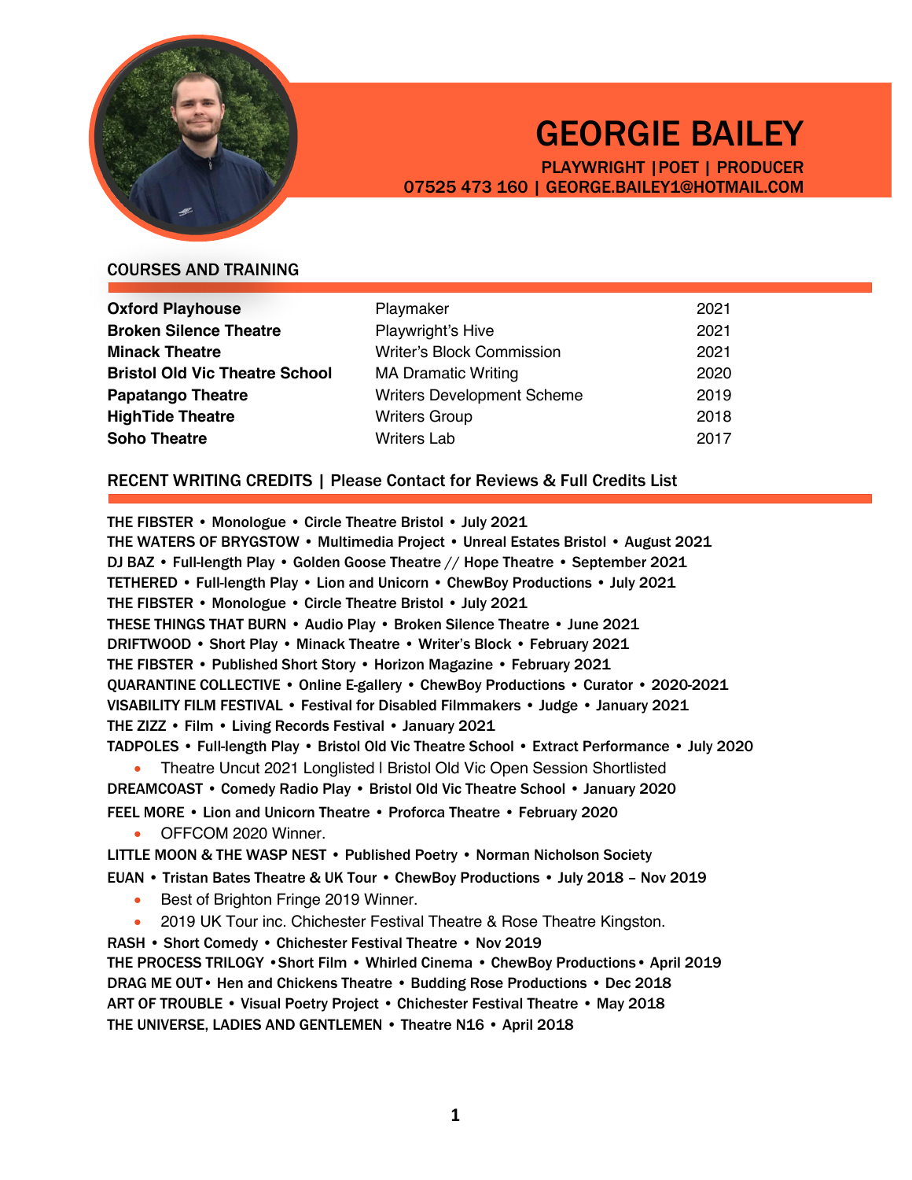# GEORGIE BAILEY

**PLAYWRIGHT | POET | PRODUCER**
**07525 473 160 | GEORGE.BAILEY1@HOTMAIL.COM**

## COURSES AND TRAINING

| | | |
|---|---|---|
| **Oxford Playhouse** | Playmaker | 2021 |
| **Broken Silence Theatre** | Playwright's Hive | 2021 |
| **Minack Theatre** | Writer's Block Commission | 2021 |
| **Bristol Old Vic Theatre School** | MA Dramatic Writing | 2020 |
| **Papatango Theatre** | Writers Development Scheme | 2019 |
| **HighTide Theatre** | Writers Group | 2018 |
| **Soho Theatre** | Writers Lab | 2017 |

## RECENT WRITING CREDITS | Please Contact for Reviews & Full Credits List

THE FIBSTER • Monologue • Circle Theatre Bristol • July 2021
THE WATERS OF BRYGSTOW • Multimedia Project • Unreal Estates Bristol • August 2021
DJ BAZ • Full-length Play • Golden Goose Theatre // Hope Theatre • September 2021
TETHERED • Full-length Play • Lion and Unicorn • ChewBoy Productions • July 2021
THE FIBSTER • Monologue • Circle Theatre Bristol • July 2021
THESE THINGS THAT BURN • Audio Play • Broken Silence Theatre • June 2021
DRIFTWOOD • Short Play • Minack Theatre • Writer's Block • February 2021
THE FIBSTER • Published Short Story • Horizon Magazine • February 2021
QUARANTINE COLLECTIVE • Online E-gallery • ChewBoy Productions • Curator • 2020-2021
VISABILITY FILM FESTIVAL • Festival for Disabled Filmmakers • Judge • January 2021
THE ZIZZ • Film • Living Records Festival • January 2021
TADPOLES • Full-length Play • Bristol Old Vic Theatre School • Extract Performance • July 2020

- Theatre Uncut 2021 Longlisted l Bristol Old Vic Open Session Shortlisted

DREAMCOAST • Comedy Radio Play • Bristol Old Vic Theatre School • January 2020
FEEL MORE • Lion and Unicorn Theatre • Proforca Theatre • February 2020

- OFFCOM 2020 Winner.

LITTLE MOON & THE WASP NEST • Published Poetry • Norman Nicholson Society
EUAN • Tristan Bates Theatre & UK Tour • ChewBoy Productions • July 2018 – Nov 2019

- Best of Brighton Fringe 2019 Winner.
- 2019 UK Tour inc. Chichester Festival Theatre & Rose Theatre Kingston.

RASH • Short Comedy • Chichester Festival Theatre • Nov 2019
THE PROCESS TRILOGY • Short Film • Whirled Cinema • ChewBoy Productions • April 2019
DRAG ME OUT • Hen and Chickens Theatre • Budding Rose Productions • Dec 2018
ART OF TROUBLE • Visual Poetry Project • Chichester Festival Theatre • May 2018
THE UNIVERSE, LADIES AND GENTLEMEN • Theatre N16 • April 2018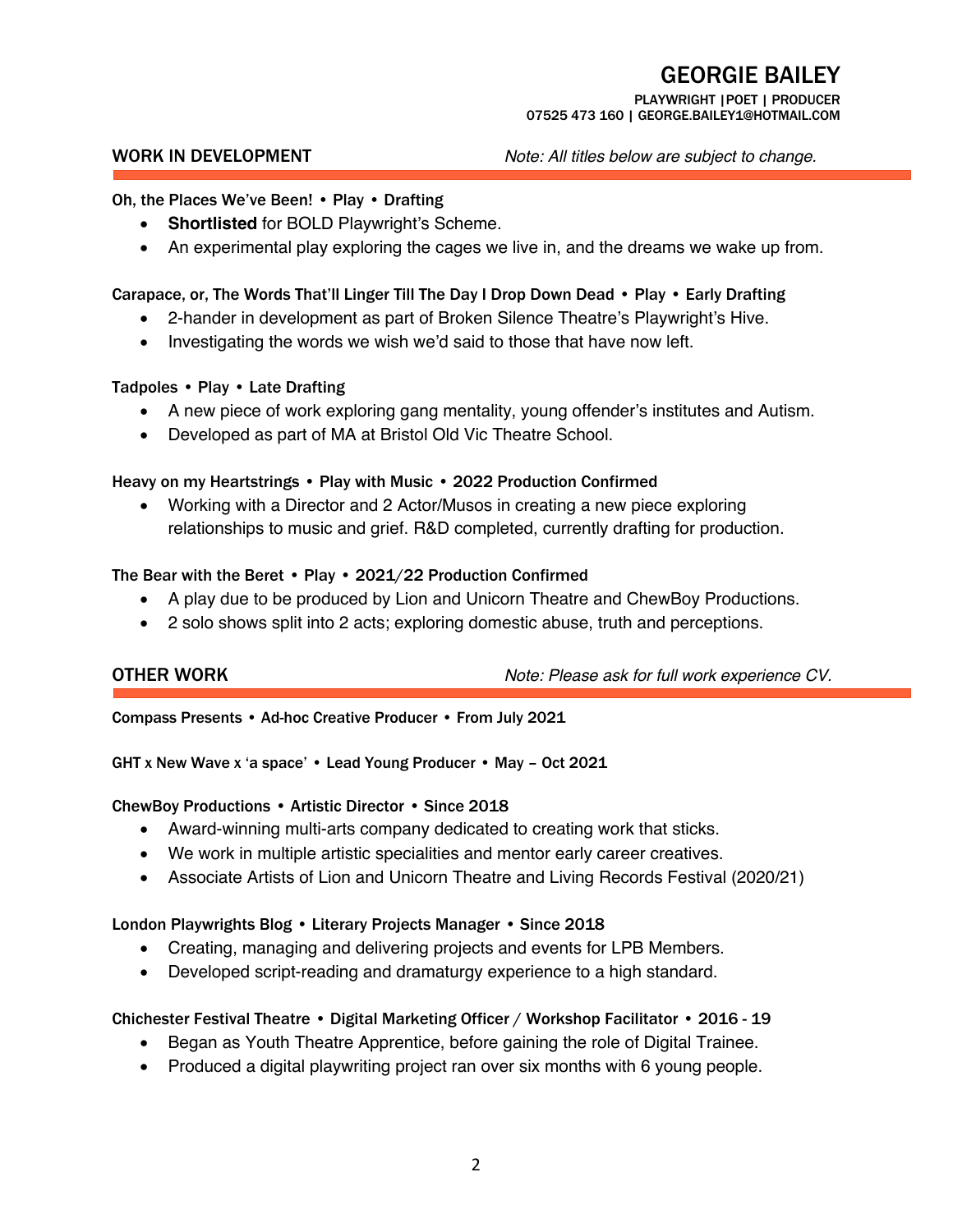# GEORGIE BAILEY

PLAYWRIGHT |POET | PRODUCER
07525 473 160 | GEORGE.BAILEY1@HOTMAIL.COM

## WORK IN DEVELOPMENT

*Note: All titles below are subject to change.*

**Oh, the Places We've Been! • Play • Drafting**

- **Shortlisted** for BOLD Playwright's Scheme.
- An experimental play exploring the cages we live in, and the dreams we wake up from.

**Carapace, or, The Words That'll Linger Till The Day I Drop Down Dead • Play • Early Drafting**

- 2-hander in development as part of Broken Silence Theatre's Playwright's Hive.
- Investigating the words we wish we'd said to those that have now left.

**Tadpoles • Play • Late Drafting**

- A new piece of work exploring gang mentality, young offender's institutes and Autism.
- Developed as part of MA at Bristol Old Vic Theatre School.

**Heavy on my Heartstrings • Play with Music • 2022 Production Confirmed**

- Working with a Director and 2 Actor/Musos in creating a new piece exploring relationships to music and grief. R&D completed, currently drafting for production.

**The Bear with the Beret • Play • 2021/22 Production Confirmed**

- A play due to be produced by Lion and Unicorn Theatre and ChewBoy Productions.
- 2 solo shows split into 2 acts; exploring domestic abuse, truth and perceptions.

## OTHER WORK

*Note: Please ask for full work experience CV.*

**Compass Presents • Ad-hoc Creative Producer • From July 2021**

**GHT x New Wave x 'a space' • Lead Young Producer • May – Oct 2021**

**ChewBoy Productions • Artistic Director • Since 2018**

- Award-winning multi-arts company dedicated to creating work that sticks.
- We work in multiple artistic specialities and mentor early career creatives.
- Associate Artists of Lion and Unicorn Theatre and Living Records Festival (2020/21)

**London Playwrights Blog • Literary Projects Manager • Since 2018**

- Creating, managing and delivering projects and events for LPB Members.
- Developed script-reading and dramaturgy experience to a high standard.

**Chichester Festival Theatre • Digital Marketing Officer / Workshop Facilitator • 2016 - 19**

- Began as Youth Theatre Apprentice, before gaining the role of Digital Trainee.
- Produced a digital playwriting project ran over six months with 6 young people.